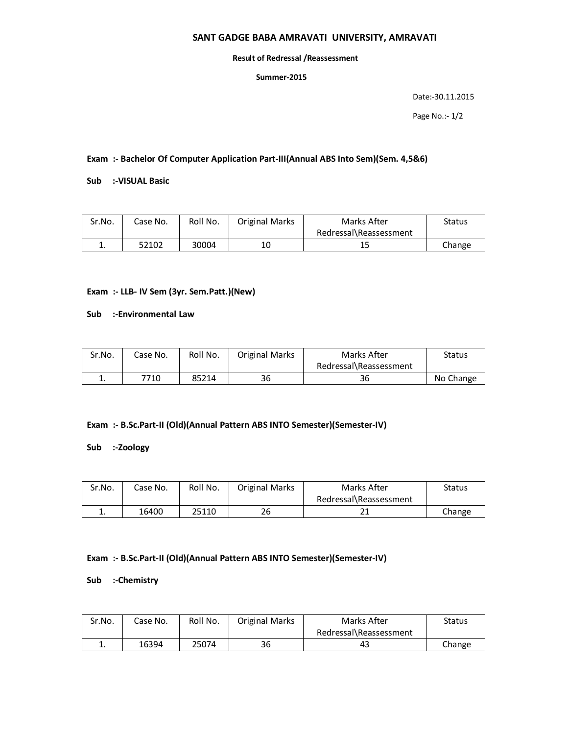# SANT GADGE BABA AMRAVATI UNIVERSITY, AMRAVATI

**Result of Redressal /Reassessment**

**Summer-2015**

Date:-30.11.2015

**Exam :- Bachelor Of Computer Application Part-III(Annual ABS Into Sem)(Sem. 4,5&6)**

**Sub :-VISUAL Basic**

| Sr.No. | Case No. | Roll No. | Original Marks | Marks After Redressal\Reassessment | Status |
|---|---|---|---|---|---|
| 1. | 52102 | 30004 | 10 | 15 | Change |

**Exam :- LLB- IV Sem (3yr. Sem.Patt.)(New)**

**Sub :-Environmental Law**

| Sr.No. | Case No. | Roll No. | Original Marks | Marks After Redressal\Reassessment | Status |
|---|---|---|---|---|---|
| 1. | 7710 | 85214 | 36 | 36 | No Change |

**Exam :- B.Sc.Part-II (Old)(Annual Pattern ABS INTO Semester)(Semester-IV)**

**Sub :-Zoology**

| Sr.No. | Case No. | Roll No. | Original Marks | Marks After Redressal\Reassessment | Status |
|---|---|---|---|---|---|
| 1. | 16400 | 25110 | 26 | 21 | Change |

**Exam :- B.Sc.Part-II (Old)(Annual Pattern ABS INTO Semester)(Semester-IV)**

**Sub :-Chemistry**

| Sr.No. | Case No. | Roll No. | Original Marks | Marks After Redressal\Reassessment | Status |
|---|---|---|---|---|---|
| 1. | 16394 | 25074 | 36 | 43 | Change |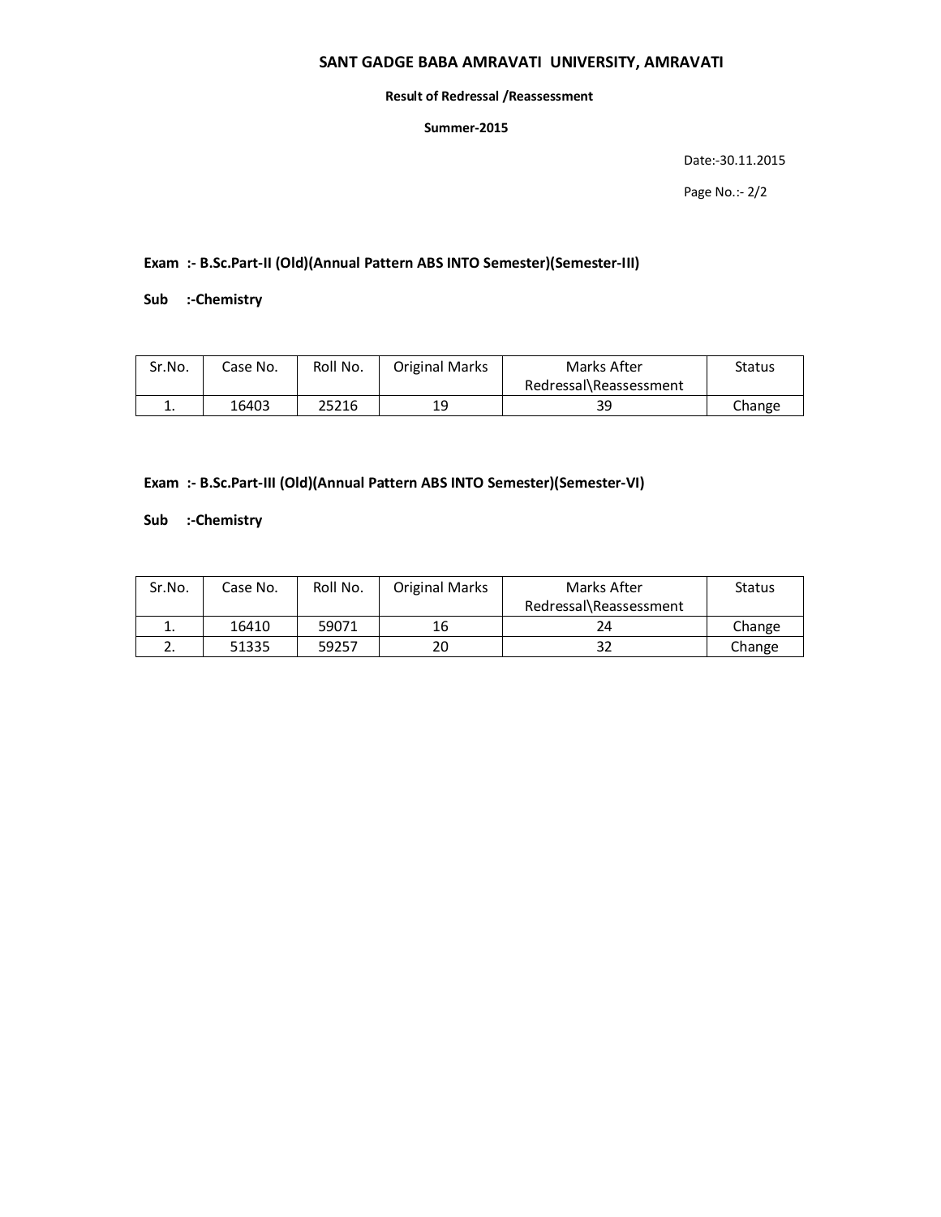# SANT GADGE BABA AMRAVATI UNIVERSITY, AMRAVATI

**Result of Redressal /Reassessment**

**Summer-2015**

Date:-30.11.2015

Page No.:- 2/2

**Exam :- B.Sc.Part-II (Old)(Annual Pattern ABS INTO Semester)(Semester-III)**

**Sub :-Chemistry**

| Sr.No. | Case No. | Roll No. | Original Marks | Marks After Redressal\Reassessment | Status |
|---|---|---|---|---|---|
| 1. | 16403 | 25216 | 19 | 39 | Change |

**Exam :- B.Sc.Part-III (Old)(Annual Pattern ABS INTO Semester)(Semester-VI)**

**Sub :-Chemistry**

| Sr.No. | Case No. | Roll No. | Original Marks | Marks After Redressal\Reassessment | Status |
|---|---|---|---|---|---|
| 1. | 16410 | 59071 | 16 | 24 | Change |
| 2. | 51335 | 59257 | 20 | 32 | Change |